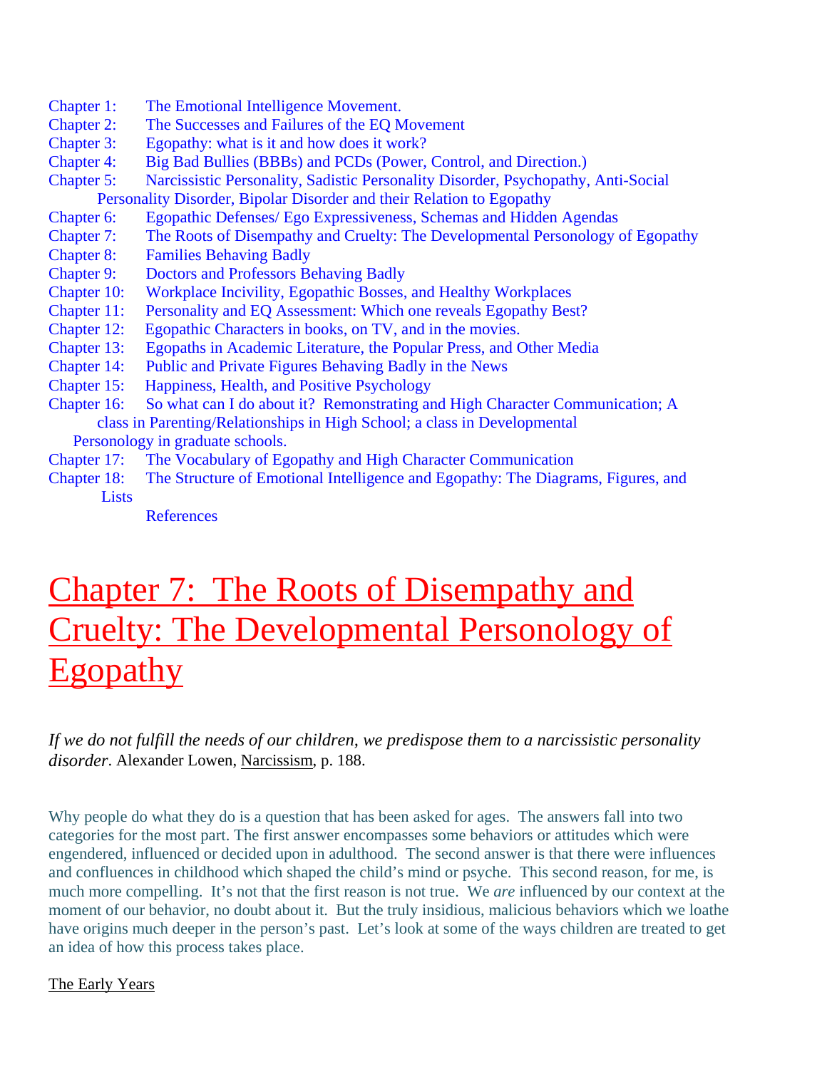Chapter 1: The Emotional Intelligence Movement.
Chapter 2: The Successes and Failures of the EQ Movement
Chapter 3: Egopathy: what is it and how does it work?
Chapter 4: Big Bad Bullies (BBBs) and PCDs (Power, Control, and Direction.)
Chapter 5: Narcissistic Personality, Sadistic Personality Disorder, Psychopathy, Anti-Social Personality Disorder, Bipolar Disorder and their Relation to Egopathy
Chapter 6: Egopathic Defenses/ Ego Expressiveness, Schemas and Hidden Agendas
Chapter 7: The Roots of Disempathy and Cruelty: The Developmental Personology of Egopathy
Chapter 8: Families Behaving Badly
Chapter 9: Doctors and Professors Behaving Badly
Chapter 10: Workplace Incivility, Egopathic Bosses, and Healthy Workplaces
Chapter 11: Personality and EQ Assessment: Which one reveals Egopathy Best?
Chapter 12: Egopathic Characters in books, on TV, and in the movies.
Chapter 13: Egopaths in Academic Literature, the Popular Press, and Other Media
Chapter 14: Public and Private Figures Behaving Badly in the News
Chapter 15: Happiness, Health, and Positive Psychology
Chapter 16: So what can I do about it? Remonstrating and High Character Communication; A class in Parenting/Relationships in High School; a class in Developmental Personology in graduate schools.
Chapter 17: The Vocabulary of Egopathy and High Character Communication
Chapter 18: The Structure of Emotional Intelligence and Egopathy: The Diagrams, Figures, and Lists
References

# Chapter 7: The Roots of Disempathy and Cruelty: The Developmental Personology of Egopathy

*If we do not fulfill the needs of our children, we predispose them to a narcissistic personality disorder*. Alexander Lowen, Narcissism, p. 188.

Why people do what they do is a question that has been asked for ages. The answers fall into two categories for the most part. The first answer encompasses some behaviors or attitudes which were engendered, influenced or decided upon in adulthood. The second answer is that there were influences and confluences in childhood which shaped the child's mind or psyche. This second reason, for me, is much more compelling. It's not that the first reason is not true. We *are* influenced by our context at the moment of our behavior, no doubt about it. But the truly insidious, malicious behaviors which we loathe have origins much deeper in the person's past. Let's look at some of the ways children are treated to get an idea of how this process takes place.

## The Early Years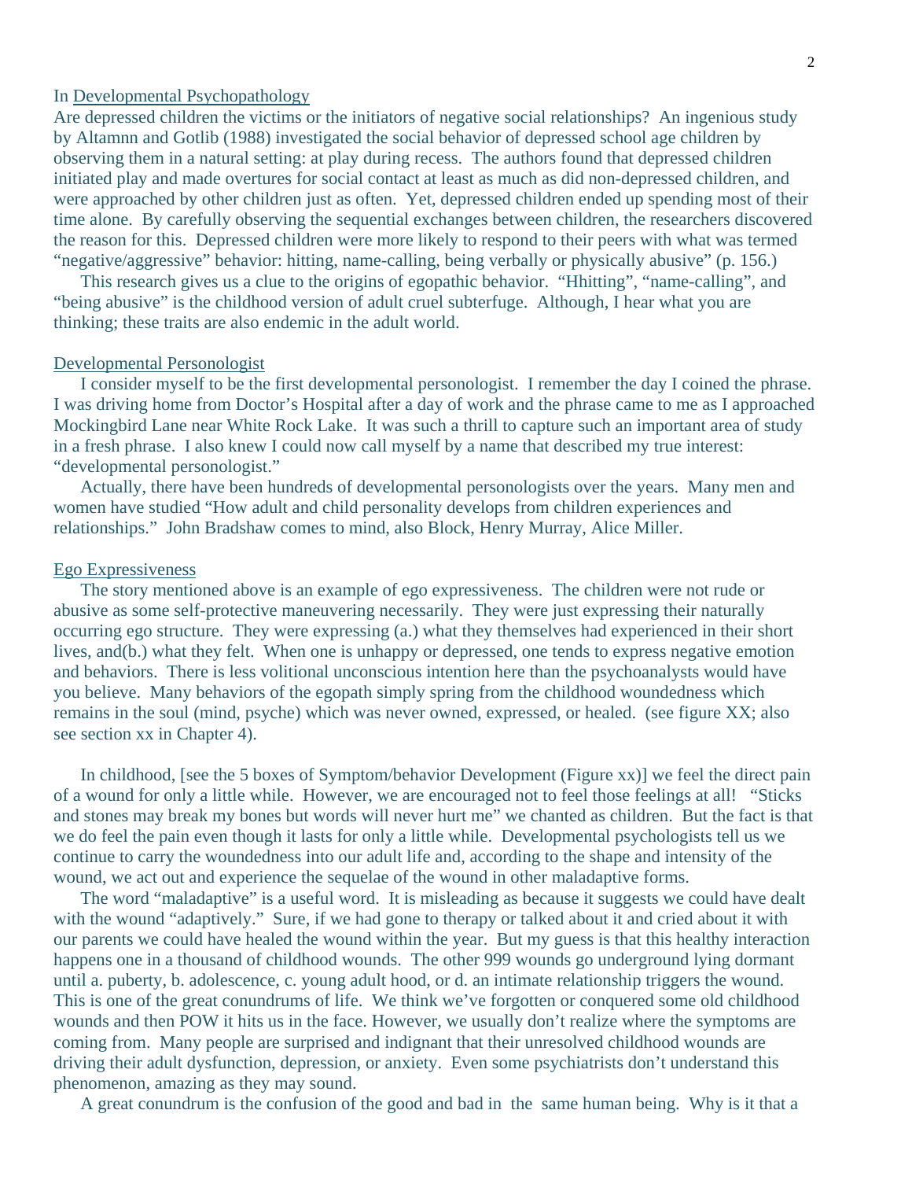In Developmental Psychopathology

Are depressed children the victims or the initiators of negative social relationships? An ingenious study by Altamnn and Gotlib (1988) investigated the social behavior of depressed school age children by observing them in a natural setting: at play during recess. The authors found that depressed children initiated play and made overtures for social contact at least as much as did non-depressed children, and were approached by other children just as often. Yet, depressed children ended up spending most of their time alone. By carefully observing the sequential exchanges between children, the researchers discovered the reason for this. Depressed children were more likely to respond to their peers with what was termed "negative/aggressive" behavior: hitting, name-calling, being verbally or physically abusive" (p. 156.)

This research gives us a clue to the origins of egopathic behavior. "Hhitting", "name-calling", and "being abusive" is the childhood version of adult cruel subterfuge. Although, I hear what you are thinking; these traits are also endemic in the adult world.

Developmental Personologist

I consider myself to be the first developmental personologist. I remember the day I coined the phrase. I was driving home from Doctor's Hospital after a day of work and the phrase came to me as I approached Mockingbird Lane near White Rock Lake. It was such a thrill to capture such an important area of study in a fresh phrase. I also knew I could now call myself by a name that described my true interest: "developmental personologist."

Actually, there have been hundreds of developmental personologists over the years. Many men and women have studied "How adult and child personality develops from children experiences and relationships." John Bradshaw comes to mind, also Block, Henry Murray, Alice Miller.

Ego Expressiveness

The story mentioned above is an example of ego expressiveness. The children were not rude or abusive as some self-protective maneuvering necessarily. They were just expressing their naturally occurring ego structure. They were expressing (a.) what they themselves had experienced in their short lives, and(b.) what they felt. When one is unhappy or depressed, one tends to express negative emotion and behaviors. There is less volitional unconscious intention here than the psychoanalysts would have you believe. Many behaviors of the egopath simply spring from the childhood woundedness which remains in the soul (mind, psyche) which was never owned, expressed, or healed. (see figure XX; also see section xx in Chapter 4).

In childhood, [see the 5 boxes of Symptom/behavior Development (Figure xx)] we feel the direct pain of a wound for only a little while. However, we are encouraged not to feel those feelings at all! "Sticks and stones may break my bones but words will never hurt me" we chanted as children. But the fact is that we do feel the pain even though it lasts for only a little while. Developmental psychologists tell us we continue to carry the woundedness into our adult life and, according to the shape and intensity of the wound, we act out and experience the sequelae of the wound in other maladaptive forms.

The word "maladaptive" is a useful word. It is misleading as because it suggests we could have dealt with the wound "adaptively." Sure, if we had gone to therapy or talked about it and cried about it with our parents we could have healed the wound within the year. But my guess is that this healthy interaction happens one in a thousand of childhood wounds. The other 999 wounds go underground lying dormant until a. puberty, b. adolescence, c. young adult hood, or d. an intimate relationship triggers the wound. This is one of the great conundrums of life. We think we've forgotten or conquered some old childhood wounds and then POW it hits us in the face. However, we usually don't realize where the symptoms are coming from. Many people are surprised and indignant that their unresolved childhood wounds are driving their adult dysfunction, depression, or anxiety. Even some psychiatrists don't understand this phenomenon, amazing as they may sound.

A great conundrum is the confusion of the good and bad in the same human being. Why is it that a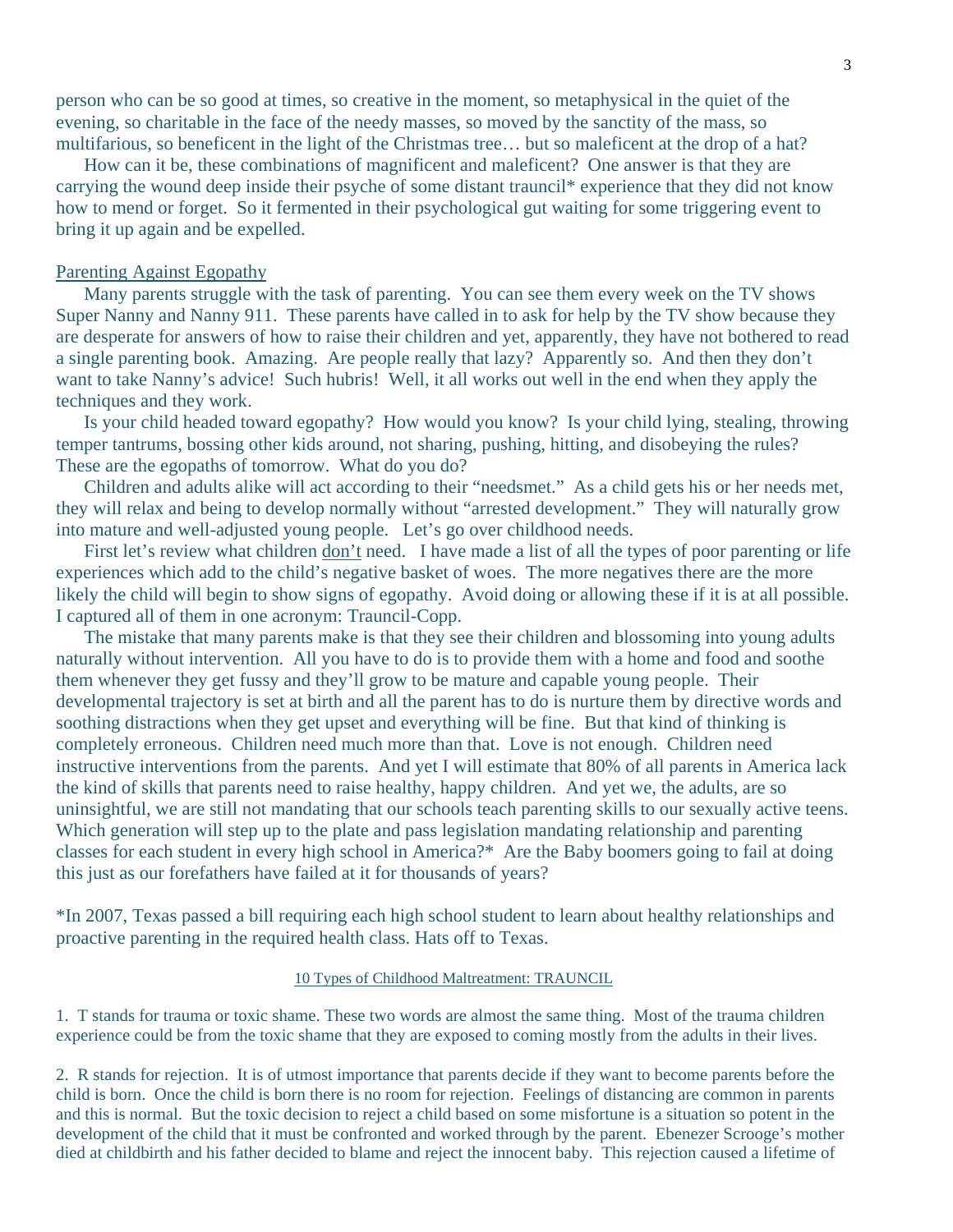person who can be so good at times, so creative in the moment, so metaphysical in the quiet of the evening, so charitable in the face of the needy masses, so moved by the sanctity of the mass, so multifarious, so beneficent in the light of the Christmas tree… but so maleficent at the drop of a hat?

How can it be, these combinations of magnificent and maleficent? One answer is that they are carrying the wound deep inside their psyche of some distant trauncil* experience that they did not know how to mend or forget. So it fermented in their psychological gut waiting for some triggering event to bring it up again and be expelled.

## Parenting Against Egopathy

Many parents struggle with the task of parenting. You can see them every week on the TV shows Super Nanny and Nanny 911. These parents have called in to ask for help by the TV show because they are desperate for answers of how to raise their children and yet, apparently, they have not bothered to read a single parenting book. Amazing. Are people really that lazy? Apparently so. And then they don't want to take Nanny's advice! Such hubris! Well, it all works out well in the end when they apply the techniques and they work.

Is your child headed toward egopathy? How would you know? Is your child lying, stealing, throwing temper tantrums, bossing other kids around, not sharing, pushing, hitting, and disobeying the rules? These are the egopaths of tomorrow. What do you do?

Children and adults alike will act according to their "needsmet." As a child gets his or her needs met, they will relax and being to develop normally without "arrested development." They will naturally grow into mature and well-adjusted young people. Let's go over childhood needs.

First let's review what children don't need. I have made a list of all the types of poor parenting or life experiences which add to the child's negative basket of woes. The more negatives there are the more likely the child will begin to show signs of egopathy. Avoid doing or allowing these if it is at all possible. I captured all of them in one acronym: Trauncil-Copp.

The mistake that many parents make is that they see their children and blossoming into young adults naturally without intervention. All you have to do is to provide them with a home and food and soothe them whenever they get fussy and they'll grow to be mature and capable young people. Their developmental trajectory is set at birth and all the parent has to do is nurture them by directive words and soothing distractions when they get upset and everything will be fine. But that kind of thinking is completely erroneous. Children need much more than that. Love is not enough. Children need instructive interventions from the parents. And yet I will estimate that 80% of all parents in America lack the kind of skills that parents need to raise healthy, happy children. And yet we, the adults, are so uninsightful, we are still not mandating that our schools teach parenting skills to our sexually active teens. Which generation will step up to the plate and pass legislation mandating relationship and parenting classes for each student in every high school in America?* Are the Baby boomers going to fail at doing this just as our forefathers have failed at it for thousands of years?

*In 2007, Texas passed a bill requiring each high school student to learn about healthy relationships and proactive parenting in the required health class. Hats off to Texas.

### 10 Types of Childhood Maltreatment: TRAUNCIL

1. T stands for trauma or toxic shame. These two words are almost the same thing. Most of the trauma children experience could be from the toxic shame that they are exposed to coming mostly from the adults in their lives.

2. R stands for rejection. It is of utmost importance that parents decide if they want to become parents before the child is born. Once the child is born there is no room for rejection. Feelings of distancing are common in parents and this is normal. But the toxic decision to reject a child based on some misfortune is a situation so potent in the development of the child that it must be confronted and worked through by the parent. Ebenezer Scrooge's mother died at childbirth and his father decided to blame and reject the innocent baby. This rejection caused a lifetime of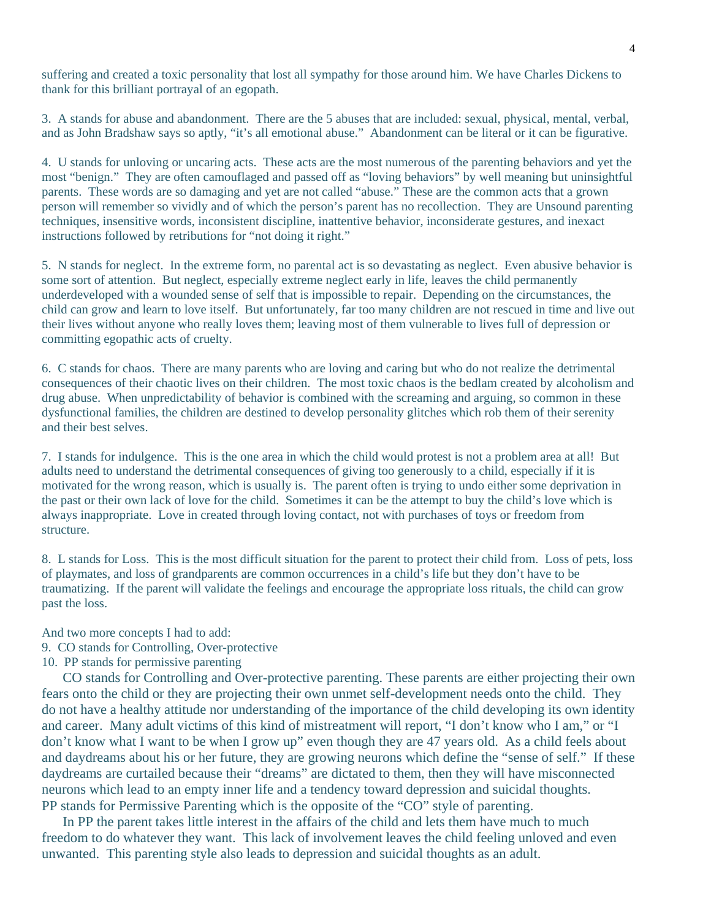suffering and created a toxic personality that lost all sympathy for those around him. We have Charles Dickens to thank for this brilliant portrayal of an egopath.

3. A stands for abuse and abandonment. There are the 5 abuses that are included: sexual, physical, mental, verbal, and as John Bradshaw says so aptly, "it's all emotional abuse." Abandonment can be literal or it can be figurative.

4. U stands for unloving or uncaring acts. These acts are the most numerous of the parenting behaviors and yet the most "benign." They are often camouflaged and passed off as "loving behaviors" by well meaning but uninsightful parents. These words are so damaging and yet are not called "abuse." These are the common acts that a grown person will remember so vividly and of which the person's parent has no recollection. They are Unsound parenting techniques, insensitive words, inconsistent discipline, inattentive behavior, inconsiderate gestures, and inexact instructions followed by retributions for "not doing it right."

5. N stands for neglect. In the extreme form, no parental act is so devastating as neglect. Even abusive behavior is some sort of attention. But neglect, especially extreme neglect early in life, leaves the child permanently underdeveloped with a wounded sense of self that is impossible to repair. Depending on the circumstances, the child can grow and learn to love itself. But unfortunately, far too many children are not rescued in time and live out their lives without anyone who really loves them; leaving most of them vulnerable to lives full of depression or committing egopathic acts of cruelty.

6. C stands for chaos. There are many parents who are loving and caring but who do not realize the detrimental consequences of their chaotic lives on their children. The most toxic chaos is the bedlam created by alcoholism and drug abuse. When unpredictability of behavior is combined with the screaming and arguing, so common in these dysfunctional families, the children are destined to develop personality glitches which rob them of their serenity and their best selves.

7. I stands for indulgence. This is the one area in which the child would protest is not a problem area at all! But adults need to understand the detrimental consequences of giving too generously to a child, especially if it is motivated for the wrong reason, which is usually is. The parent often is trying to undo either some deprivation in the past or their own lack of love for the child. Sometimes it can be the attempt to buy the child's love which is always inappropriate. Love in created through loving contact, not with purchases of toys or freedom from structure.

8. L stands for Loss. This is the most difficult situation for the parent to protect their child from. Loss of pets, loss of playmates, and loss of grandparents are common occurrences in a child's life but they don't have to be traumatizing. If the parent will validate the feelings and encourage the appropriate loss rituals, the child can grow past the loss.

And two more concepts I had to add:

9. CO stands for Controlling, Over-protective
10. PP stands for permissive parenting

CO stands for Controlling and Over-protective parenting. These parents are either projecting their own fears onto the child or they are projecting their own unmet self-development needs onto the child. They do not have a healthy attitude nor understanding of the importance of the child developing its own identity and career. Many adult victims of this kind of mistreatment will report, "I don't know who I am," or "I don't know what I want to be when I grow up" even though they are 47 years old. As a child feels about and daydreams about his or her future, they are growing neurons which define the "sense of self." If these daydreams are curtailed because their "dreams" are dictated to them, then they will have misconnected neurons which lead to an empty inner life and a tendency toward depression and suicidal thoughts.

PP stands for Permissive Parenting which is the opposite of the "CO" style of parenting.

In PP the parent takes little interest in the affairs of the child and lets them have much to much freedom to do whatever they want. This lack of involvement leaves the child feeling unloved and even unwanted. This parenting style also leads to depression and suicidal thoughts as an adult.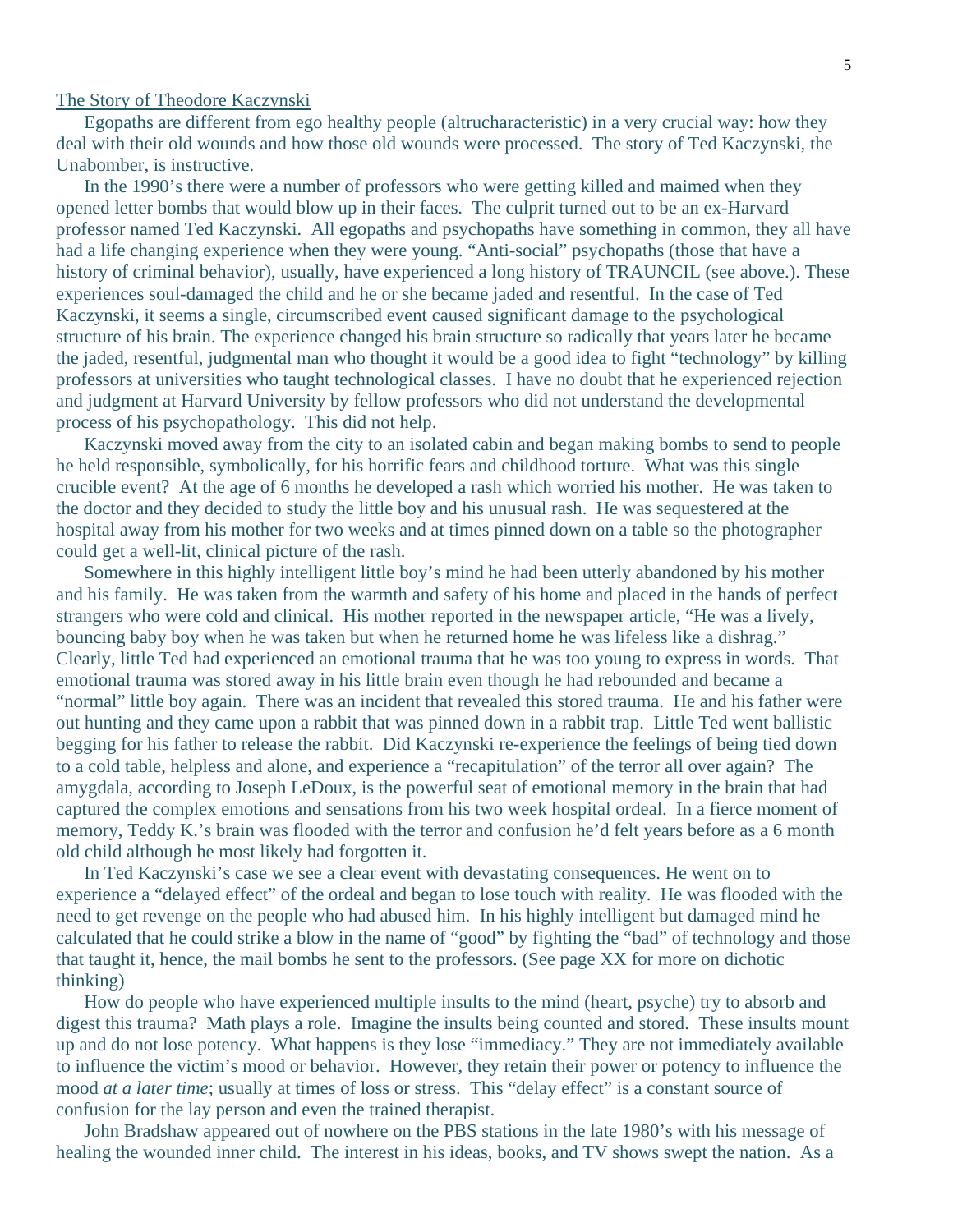<u>The Story of Theodore Kaczynski</u>

Egopaths are different from ego healthy people (altrucharacteristic) in a very crucial way: how they deal with their old wounds and how those old wounds were processed. The story of Ted Kaczynski, the Unabomber, is instructive.

In the 1990's there were a number of professors who were getting killed and maimed when they opened letter bombs that would blow up in their faces. The culprit turned out to be an ex-Harvard professor named Ted Kaczynski. All egopaths and psychopaths have something in common, they all have had a life changing experience when they were young. "Anti-social" psychopaths (those that have a history of criminal behavior), usually, have experienced a long history of TRAUNCIL (see above.). These experiences soul-damaged the child and he or she became jaded and resentful. In the case of Ted Kaczynski, it seems a single, circumscribed event caused significant damage to the psychological structure of his brain. The experience changed his brain structure so radically that years later he became the jaded, resentful, judgmental man who thought it would be a good idea to fight "technology" by killing professors at universities who taught technological classes. I have no doubt that he experienced rejection and judgment at Harvard University by fellow professors who did not understand the developmental process of his psychopathology. This did not help.

Kaczynski moved away from the city to an isolated cabin and began making bombs to send to people he held responsible, symbolically, for his horrific fears and childhood torture. What was this single crucible event? At the age of 6 months he developed a rash which worried his mother. He was taken to the doctor and they decided to study the little boy and his unusual rash. He was sequestered at the hospital away from his mother for two weeks and at times pinned down on a table so the photographer could get a well-lit, clinical picture of the rash.

Somewhere in this highly intelligent little boy's mind he had been utterly abandoned by his mother and his family. He was taken from the warmth and safety of his home and placed in the hands of perfect strangers who were cold and clinical. His mother reported in the newspaper article, "He was a lively, bouncing baby boy when he was taken but when he returned home he was lifeless like a dishrag." Clearly, little Ted had experienced an emotional trauma that he was too young to express in words. That emotional trauma was stored away in his little brain even though he had rebounded and became a "normal" little boy again. There was an incident that revealed this stored trauma. He and his father were out hunting and they came upon a rabbit that was pinned down in a rabbit trap. Little Ted went ballistic begging for his father to release the rabbit. Did Kaczynski re-experience the feelings of being tied down to a cold table, helpless and alone, and experience a "recapitulation" of the terror all over again? The amygdala, according to Joseph LeDoux, is the powerful seat of emotional memory in the brain that had captured the complex emotions and sensations from his two week hospital ordeal. In a fierce moment of memory, Teddy K.'s brain was flooded with the terror and confusion he'd felt years before as a 6 month old child although he most likely had forgotten it.

In Ted Kaczynski's case we see a clear event with devastating consequences. He went on to experience a "delayed effect" of the ordeal and began to lose touch with reality. He was flooded with the need to get revenge on the people who had abused him. In his highly intelligent but damaged mind he calculated that he could strike a blow in the name of "good" by fighting the "bad" of technology and those that taught it, hence, the mail bombs he sent to the professors. (See page XX for more on dichotic thinking)

How do people who have experienced multiple insults to the mind (heart, psyche) try to absorb and digest this trauma? Math plays a role. Imagine the insults being counted and stored. These insults mount up and do not lose potency. What happens is they lose "immediacy." They are not immediately available to influence the victim's mood or behavior. However, they retain their power or potency to influence the mood *at a later time*; usually at times of loss or stress. This "delay effect" is a constant source of confusion for the lay person and even the trained therapist.

John Bradshaw appeared out of nowhere on the PBS stations in the late 1980's with his message of healing the wounded inner child. The interest in his ideas, books, and TV shows swept the nation. As a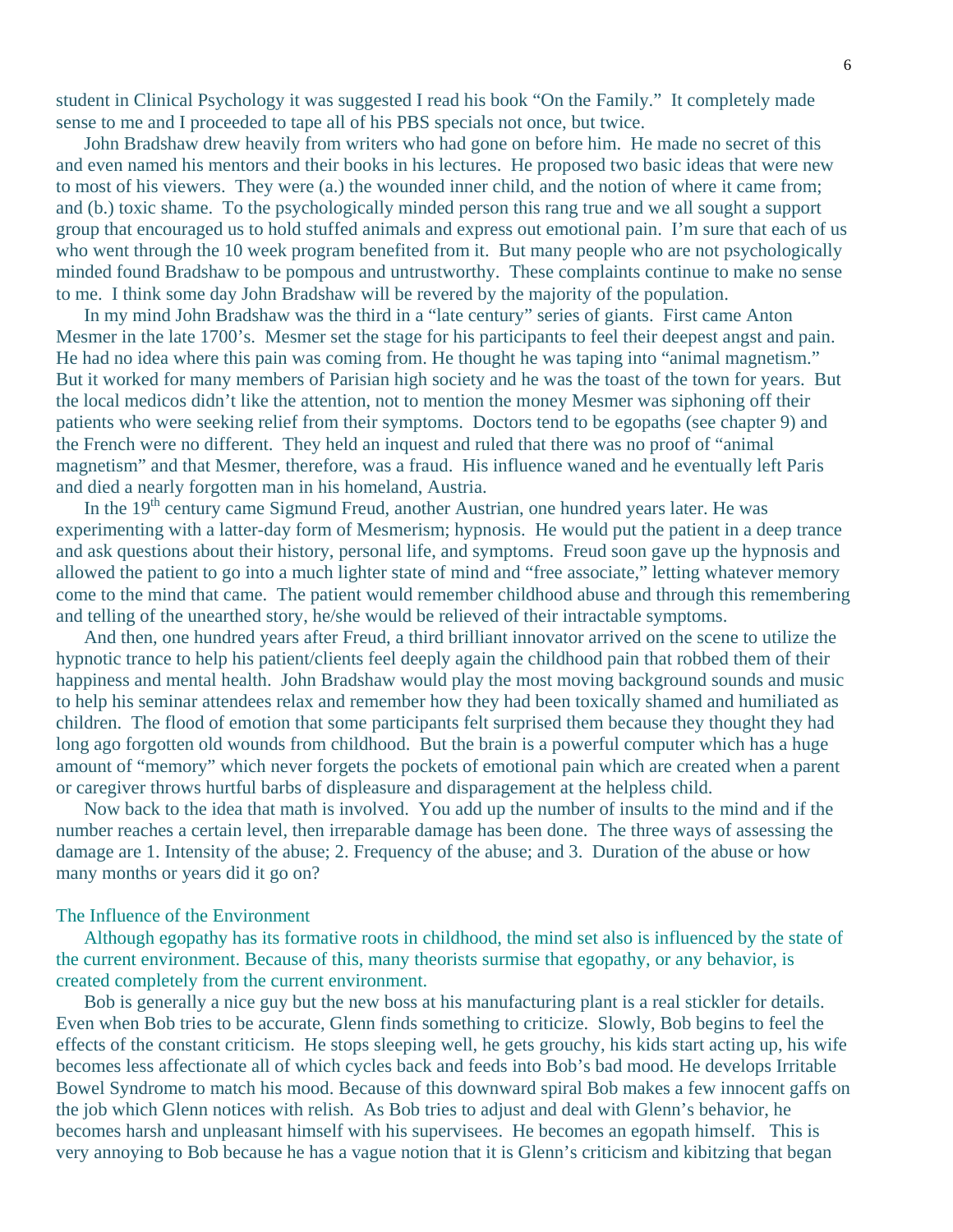student in Clinical Psychology it was suggested I read his book "On the Family." It completely made sense to me and I proceeded to tape all of his PBS specials not once, but twice.

John Bradshaw drew heavily from writers who had gone on before him. He made no secret of this and even named his mentors and their books in his lectures. He proposed two basic ideas that were new to most of his viewers. They were (a.) the wounded inner child, and the notion of where it came from; and (b.) toxic shame. To the psychologically minded person this rang true and we all sought a support group that encouraged us to hold stuffed animals and express out emotional pain. I'm sure that each of us who went through the 10 week program benefited from it. But many people who are not psychologically minded found Bradshaw to be pompous and untrustworthy. These complaints continue to make no sense to me. I think some day John Bradshaw will be revered by the majority of the population.

In my mind John Bradshaw was the third in a "late century" series of giants. First came Anton Mesmer in the late 1700's. Mesmer set the stage for his participants to feel their deepest angst and pain. He had no idea where this pain was coming from. He thought he was taping into "animal magnetism." But it worked for many members of Parisian high society and he was the toast of the town for years. But the local medicos didn't like the attention, not to mention the money Mesmer was siphoning off their patients who were seeking relief from their symptoms. Doctors tend to be egopaths (see chapter 9) and the French were no different. They held an inquest and ruled that there was no proof of "animal magnetism" and that Mesmer, therefore, was a fraud. His influence waned and he eventually left Paris and died a nearly forgotten man in his homeland, Austria.

In the 19th century came Sigmund Freud, another Austrian, one hundred years later. He was experimenting with a latter-day form of Mesmerism; hypnosis. He would put the patient in a deep trance and ask questions about their history, personal life, and symptoms. Freud soon gave up the hypnosis and allowed the patient to go into a much lighter state of mind and "free associate," letting whatever memory come to the mind that came. The patient would remember childhood abuse and through this remembering and telling of the unearthed story, he/she would be relieved of their intractable symptoms.

And then, one hundred years after Freud, a third brilliant innovator arrived on the scene to utilize the hypnotic trance to help his patient/clients feel deeply again the childhood pain that robbed them of their happiness and mental health. John Bradshaw would play the most moving background sounds and music to help his seminar attendees relax and remember how they had been toxically shamed and humiliated as children. The flood of emotion that some participants felt surprised them because they thought they had long ago forgotten old wounds from childhood. But the brain is a powerful computer which has a huge amount of "memory" which never forgets the pockets of emotional pain which are created when a parent or caregiver throws hurtful barbs of displeasure and disparagement at the helpless child.

Now back to the idea that math is involved. You add up the number of insults to the mind and if the number reaches a certain level, then irreparable damage has been done. The three ways of assessing the damage are 1. Intensity of the abuse; 2. Frequency of the abuse; and 3. Duration of the abuse or how many months or years did it go on?

## The Influence of the Environment

Although egopathy has its formative roots in childhood, the mind set also is influenced by the state of the current environment. Because of this, many theorists surmise that egopathy, or any behavior, is created completely from the current environment.

Bob is generally a nice guy but the new boss at his manufacturing plant is a real stickler for details. Even when Bob tries to be accurate, Glenn finds something to criticize. Slowly, Bob begins to feel the effects of the constant criticism. He stops sleeping well, he gets grouchy, his kids start acting up, his wife becomes less affectionate all of which cycles back and feeds into Bob's bad mood. He develops Irritable Bowel Syndrome to match his mood. Because of this downward spiral Bob makes a few innocent gaffs on the job which Glenn notices with relish. As Bob tries to adjust and deal with Glenn's behavior, he becomes harsh and unpleasant himself with his supervisees. He becomes an egopath himself. This is very annoying to Bob because he has a vague notion that it is Glenn's criticism and kibitzing that began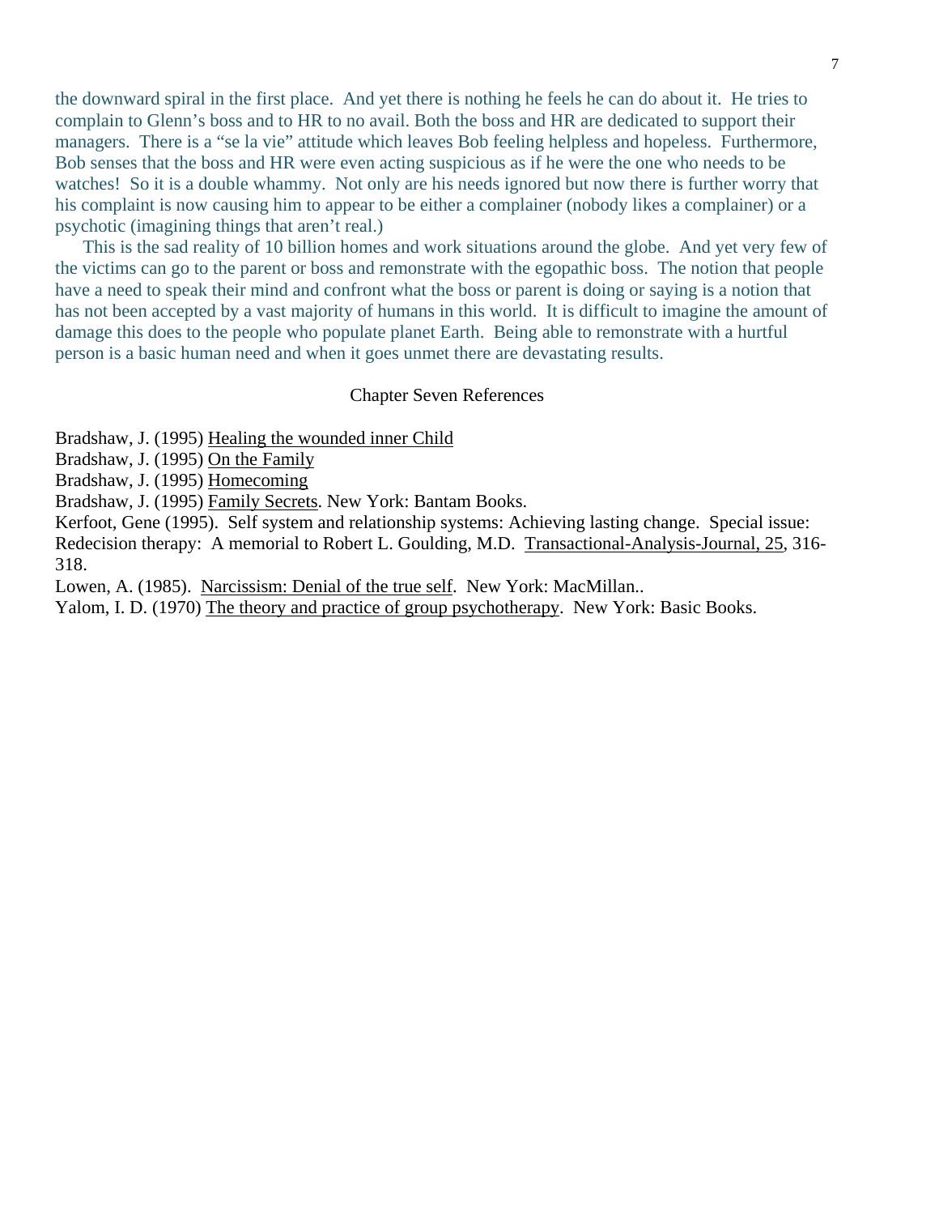the downward spiral in the first place. And yet there is nothing he feels he can do about it. He tries to complain to Glenn's boss and to HR to no avail. Both the boss and HR are dedicated to support their managers. There is a "se la vie" attitude which leaves Bob feeling helpless and hopeless. Furthermore, Bob senses that the boss and HR were even acting suspicious as if he were the one who needs to be watches! So it is a double whammy. Not only are his needs ignored but now there is further worry that his complaint is now causing him to appear to be either a complainer (nobody likes a complainer) or a psychotic (imagining things that aren't real.)

This is the sad reality of 10 billion homes and work situations around the globe. And yet very few of the victims can go to the parent or boss and remonstrate with the egopathic boss. The notion that people have a need to speak their mind and confront what the boss or parent is doing or saying is a notion that has not been accepted by a vast majority of humans in this world. It is difficult to imagine the amount of damage this does to the people who populate planet Earth. Being able to remonstrate with a hurtful person is a basic human need and when it goes unmet there are devastating results.

## Chapter Seven References

Bradshaw, J. (1995) Healing the wounded inner Child

Bradshaw, J. (1995) On the Family

Bradshaw, J. (1995) Homecoming

Bradshaw, J. (1995) Family Secrets. New York: Bantam Books.

Kerfoot, Gene (1995). Self system and relationship systems: Achieving lasting change. Special issue: Redecision therapy: A memorial to Robert L. Goulding, M.D. Transactional-Analysis-Journal, 25, 316-318.

Lowen, A. (1985). Narcissism: Denial of the true self. New York: MacMillan..

Yalom, I. D. (1970) The theory and practice of group psychotherapy. New York: Basic Books.